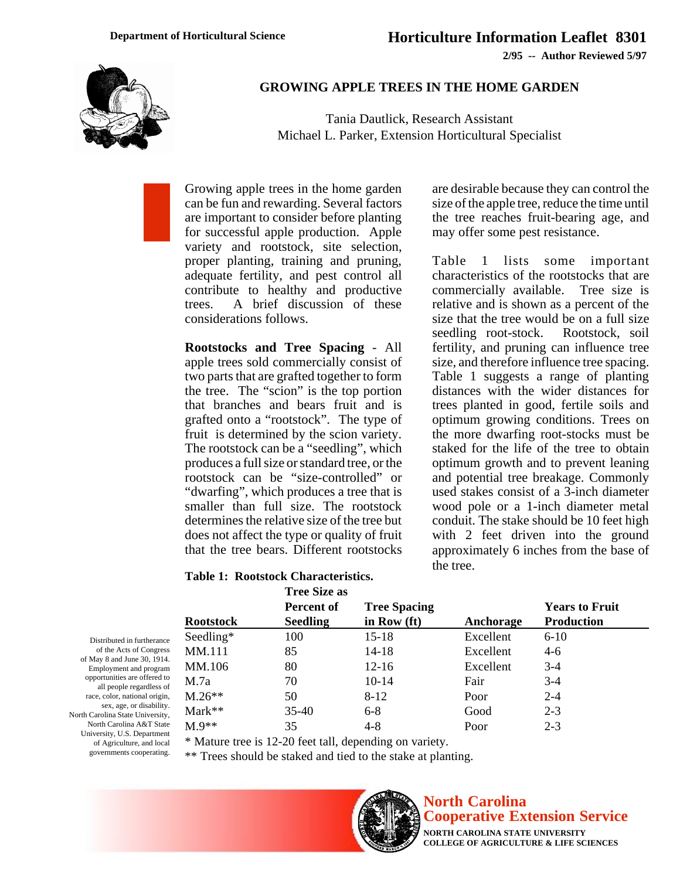Department of Horticultural Science

# Horticulture Information Leaflet 8301

2/95 -- Author Reviewed 5/97

## GROWING APPLE TREES IN THE HOME GARDEN

Tania Dautlick, Research Assistant
Michael L. Parker, Extension Horticultural Specialist

Growing apple trees in the home garden can be fun and rewarding. Several factors are important to consider before planting for successful apple production. Apple variety and rootstock, site selection, proper planting, training and pruning, adequate fertility, and pest control all contribute to healthy and productive trees. A brief discussion of these considerations follows.

**Rootstocks and Tree Spacing** - All apple trees sold commercially consist of two parts that are grafted together to form the tree. The "scion" is the top portion that branches and bears fruit and is grafted onto a "rootstock". The type of fruit is determined by the scion variety. The rootstock can be a "seedling", which produces a full size or standard tree, or the rootstock can be "size-controlled" or "dwarfing", which produces a tree that is smaller than full size. The rootstock determines the relative size of the tree but does not affect the type or quality of fruit that the tree bears. Different rootstocks are desirable because they can control the size of the apple tree, reduce the time until the tree reaches fruit-bearing age, and may offer some pest resistance.

Table 1 lists some important characteristics of the rootstocks that are commercially available. Tree size is relative and is shown as a percent of the size that the tree would be on a full size seedling root-stock. Rootstock, soil fertility, and pruning can influence tree size, and therefore influence tree spacing. Table 1 suggests a range of planting distances with the wider distances for trees planted in good, fertile soils and optimum growing conditions. Trees on the more dwarfing root-stocks must be staked for the life of the tree to obtain optimum growth and to prevent leaning and potential tree breakage. Commonly used stakes consist of a 3-inch diameter wood pole or a 1-inch diameter metal conduit. The stake should be 10 feet high with 2 feet driven into the ground approximately 6 inches from the base of the tree.

**Table 1: Rootstock Characteristics.**

| Rootstock | Tree Size as Percent of Seedling | Tree Spacing in Row (ft) | Anchorage | Years to Fruit Production |
|---|---|---|---|---|
| Seedling* | 100 | 15-18 | Excellent | 6-10 |
| MM.111 | 85 | 14-18 | Excellent | 4-6 |
| MM.106 | 80 | 12-16 | Excellent | 3-4 |
| M.7a | 70 | 10-14 | Fair | 3-4 |
| M.26** | 50 | 8-12 | Poor | 2-4 |
| Mark** | 35-40 | 6-8 | Good | 2-3 |
| M.9** | 35 | 4-8 | Poor | 2-3 |

\* Mature tree is 12-20 feet tall, depending on variety.

\*\* Trees should be staked and tied to the stake at planting.

Distributed in furtherance of the Acts of Congress of May 8 and June 30, 1914. Employment and program opportunities are offered to all people regardless of race, color, national origin, sex, age, or disability. North Carolina State University, North Carolina A&T State University, U.S. Department of Agriculture, and local governments cooperating.

North Carolina Cooperative Extension Service
NORTH CAROLINA STATE UNIVERSITY
COLLEGE OF AGRICULTURE & LIFE SCIENCES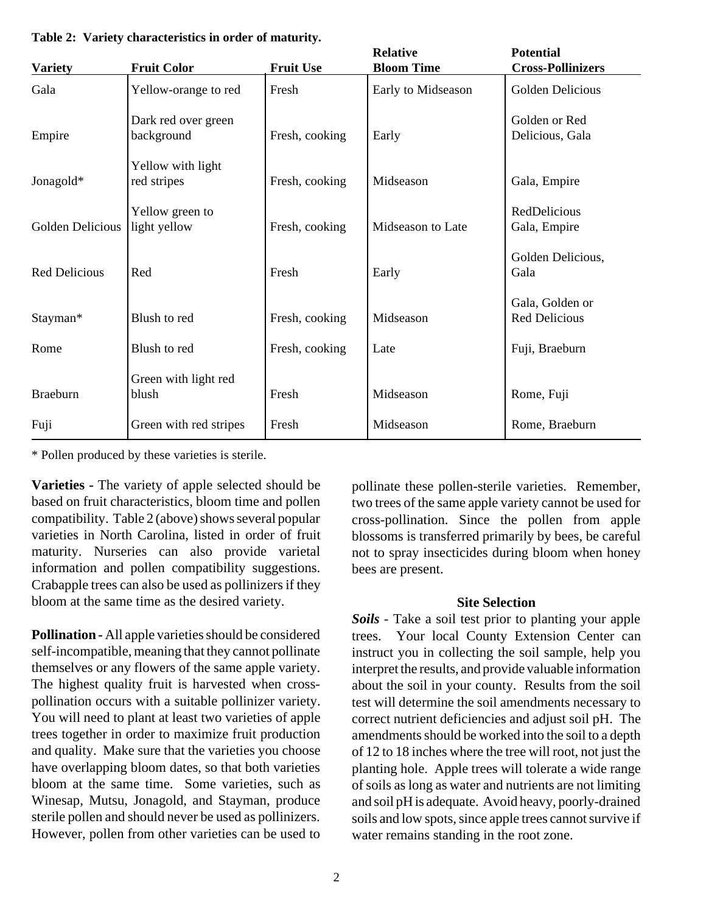**Table 2: Variety characteristics in order of maturity.**

| Variety | Fruit Color | Fruit Use | Relative Bloom Time | Potential Cross-Pollinizers |
|---|---|---|---|---|
| Gala | Yellow-orange to red | Fresh | Early to Midseason | Golden Delicious |
| Empire | Dark red over green background | Fresh, cooking | Early | Golden or Red Delicious, Gala |
| Jonagold* | Yellow with light red stripes | Fresh, cooking | Midseason | Gala, Empire |
| Golden Delicious | Yellow green to light yellow | Fresh, cooking | Midseason to Late | RedDelicious Gala, Empire |
| Red Delicious | Red | Fresh | Early | Golden Delicious, Gala |
| Stayman* | Blush to red | Fresh, cooking | Midseason | Gala, Golden or Red Delicious |
| Rome | Blush to red | Fresh, cooking | Late | Fuji, Braeburn |
| Braeburn | Green with light red blush | Fresh | Midseason | Rome, Fuji |
| Fuji | Green with red stripes | Fresh | Midseason | Rome, Braeburn |

\* Pollen produced by these varieties is sterile.

**Varieties -** The variety of apple selected should be based on fruit characteristics, bloom time and pollen compatibility. Table 2 (above) shows several popular varieties in North Carolina, listed in order of fruit maturity. Nurseries can also provide varietal information and pollen compatibility suggestions. Crabapple trees can also be used as pollinizers if they bloom at the same time as the desired variety.

**Pollination -** All apple varieties should be considered self-incompatible, meaning that they cannot pollinate themselves or any flowers of the same apple variety. The highest quality fruit is harvested when cross-pollination occurs with a suitable pollinizer variety. You will need to plant at least two varieties of apple trees together in order to maximize fruit production and quality. Make sure that the varieties you choose have overlapping bloom dates, so that both varieties bloom at the same time. Some varieties, such as Winesap, Mutsu, Jonagold, and Stayman, produce sterile pollen and should never be used as pollinizers. However, pollen from other varieties can be used to pollinate these pollen-sterile varieties. Remember, two trees of the same apple variety cannot be used for cross-pollination. Since the pollen from apple blossoms is transferred primarily by bees, be careful not to spray insecticides during bloom when honey bees are present.

## Site Selection

***Soils*** - Take a soil test prior to planting your apple trees. Your local County Extension Center can instruct you in collecting the soil sample, help you interpret the results, and provide valuable information about the soil in your county. Results from the soil test will determine the soil amendments necessary to correct nutrient deficiencies and adjust soil pH. The amendments should be worked into the soil to a depth of 12 to 18 inches where the tree will root, not just the planting hole. Apple trees will tolerate a wide range of soils as long as water and nutrients are not limiting and soil pH is adequate. Avoid heavy, poorly-drained soils and low spots, since apple trees cannot survive if water remains standing in the root zone.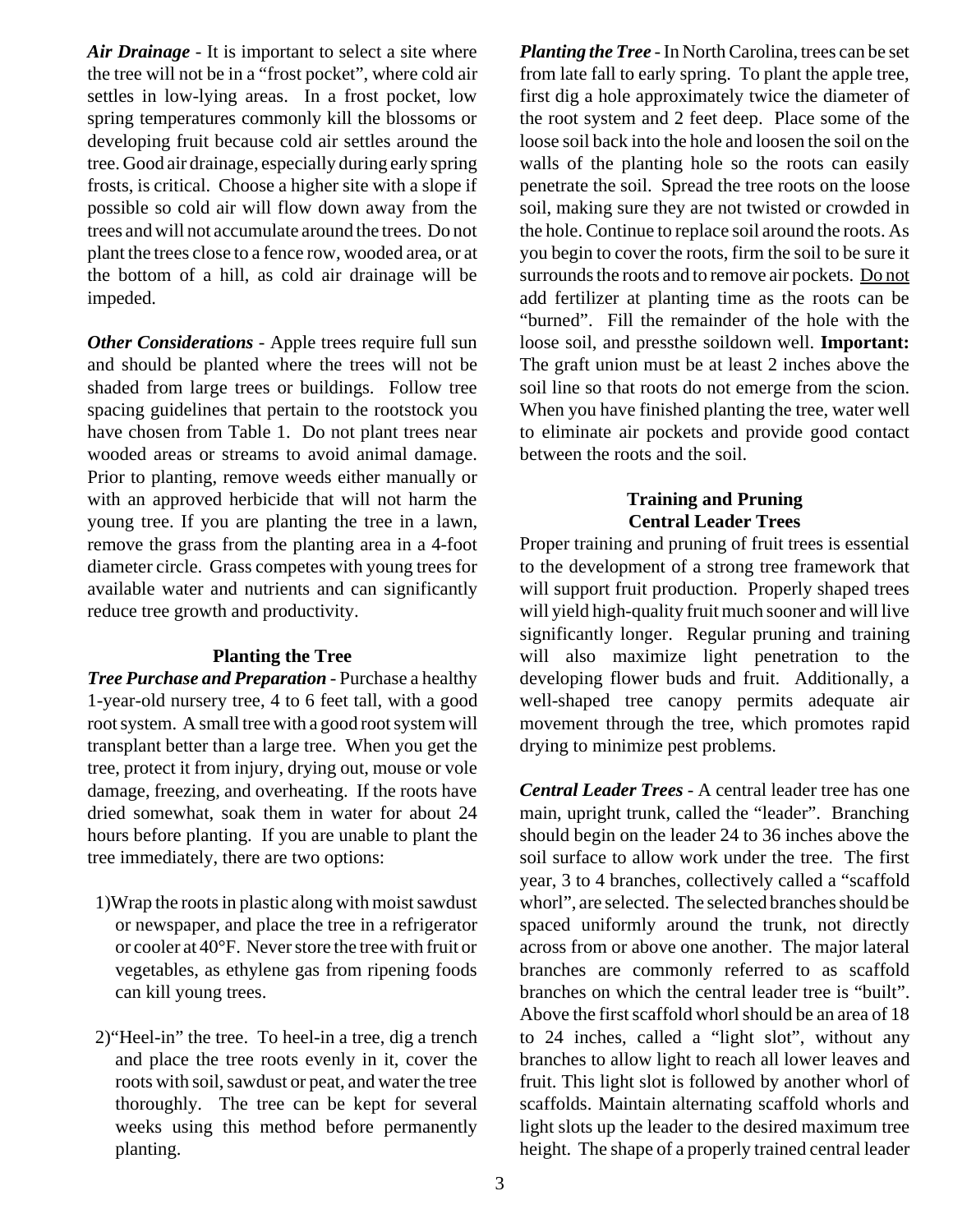***Air Drainage*** - It is important to select a site where the tree will not be in a "frost pocket", where cold air settles in low-lying areas. In a frost pocket, low spring temperatures commonly kill the blossoms or developing fruit because cold air settles around the tree. Good air drainage, especially during early spring frosts, is critical. Choose a higher site with a slope if possible so cold air will flow down away from the trees and will not accumulate around the trees. Do not plant the trees close to a fence row, wooded area, or at the bottom of a hill, as cold air drainage will be impeded.

***Other Considerations*** - Apple trees require full sun and should be planted where the trees will not be shaded from large trees or buildings. Follow tree spacing guidelines that pertain to the rootstock you have chosen from Table 1. Do not plant trees near wooded areas or streams to avoid animal damage. Prior to planting, remove weeds either manually or with an approved herbicide that will not harm the young tree. If you are planting the tree in a lawn, remove the grass from the planting area in a 4-foot diameter circle. Grass competes with young trees for available water and nutrients and can significantly reduce tree growth and productivity.

## Planting the Tree

***Tree Purchase and Preparation*** - Purchase a healthy 1-year-old nursery tree, 4 to 6 feet tall, with a good root system. A small tree with a good root system will transplant better than a large tree. When you get the tree, protect it from injury, drying out, mouse or vole damage, freezing, and overheating. If the roots have dried somewhat, soak them in water for about 24 hours before planting. If you are unable to plant the tree immediately, there are two options:

1) Wrap the roots in plastic along with moist sawdust or newspaper, and place the tree in a refrigerator or cooler at 40°F. Never store the tree with fruit or vegetables, as ethylene gas from ripening foods can kill young trees.

2) "Heel-in" the tree. To heel-in a tree, dig a trench and place the tree roots evenly in it, cover the roots with soil, sawdust or peat, and water the tree thoroughly. The tree can be kept for several weeks using this method before permanently planting.

***Planting the Tree*** - In North Carolina, trees can be set from late fall to early spring. To plant the apple tree, first dig a hole approximately twice the diameter of the root system and 2 feet deep. Place some of the loose soil back into the hole and loosen the soil on the walls of the planting hole so the roots can easily penetrate the soil. Spread the tree roots on the loose soil, making sure they are not twisted or crowded in the hole. Continue to replace soil around the roots. As you begin to cover the roots, firm the soil to be sure it surrounds the roots and to remove air pockets. <u>Do not</u> add fertilizer at planting time as the roots can be "burned". Fill the remainder of the hole with the loose soil, and pressthe soildown well. **Important:** The graft union must be at least 2 inches above the soil line so that roots do not emerge from the scion. When you have finished planting the tree, water well to eliminate air pockets and provide good contact between the roots and the soil.

## Training and Pruning Central Leader Trees

Proper training and pruning of fruit trees is essential to the development of a strong tree framework that will support fruit production. Properly shaped trees will yield high-quality fruit much sooner and will live significantly longer. Regular pruning and training will also maximize light penetration to the developing flower buds and fruit. Additionally, a well-shaped tree canopy permits adequate air movement through the tree, which promotes rapid drying to minimize pest problems.

***Central Leader Trees*** - A central leader tree has one main, upright trunk, called the "leader". Branching should begin on the leader 24 to 36 inches above the soil surface to allow work under the tree. The first year, 3 to 4 branches, collectively called a "scaffold whorl", are selected. The selected branches should be spaced uniformly around the trunk, not directly across from or above one another. The major lateral branches are commonly referred to as scaffold branches on which the central leader tree is "built". Above the first scaffold whorl should be an area of 18 to 24 inches, called a "light slot", without any branches to allow light to reach all lower leaves and fruit. This light slot is followed by another whorl of scaffolds. Maintain alternating scaffold whorls and light slots up the leader to the desired maximum tree height. The shape of a properly trained central leader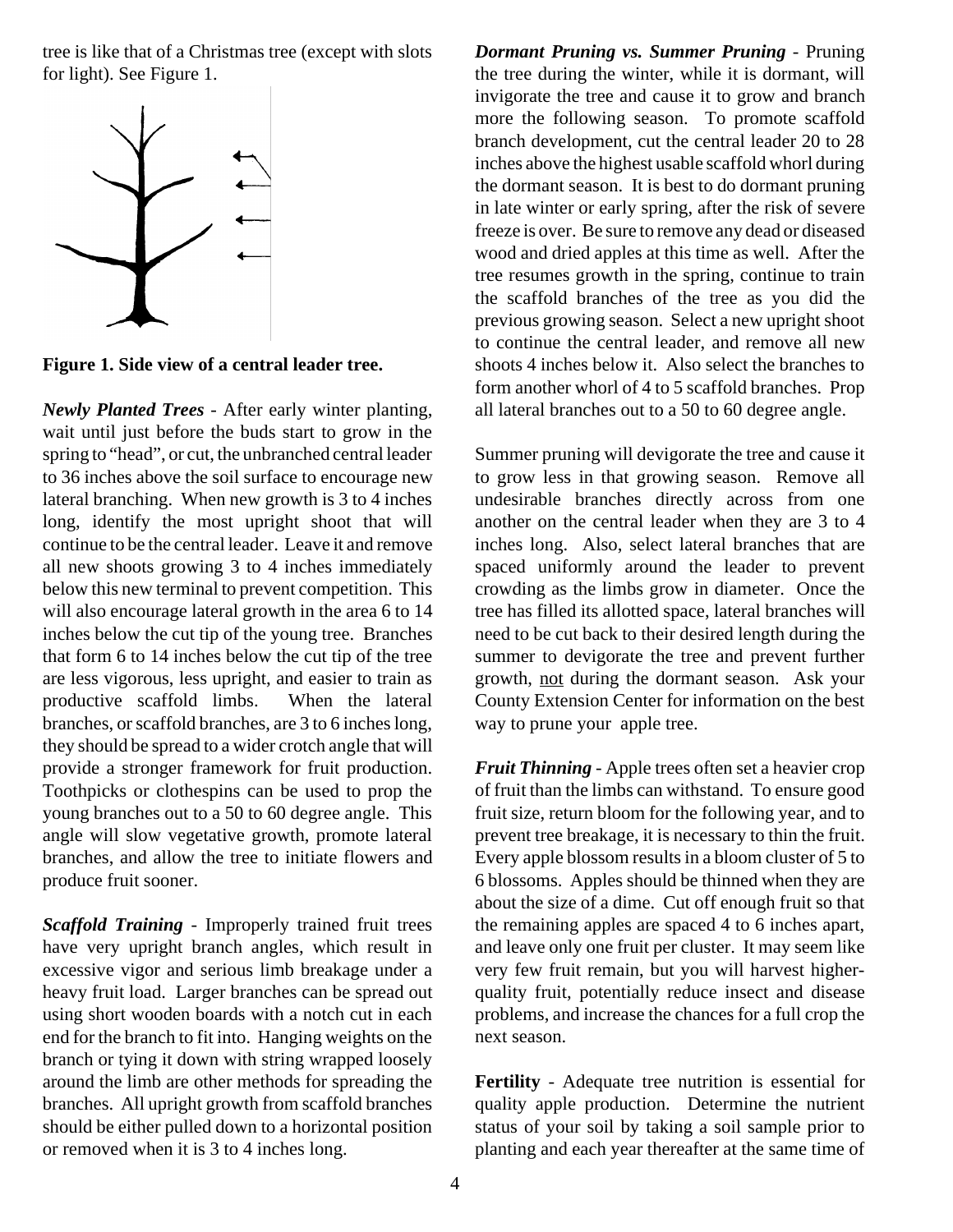tree is like that of a Christmas tree (except with slots for light). See Figure 1.

**Figure 1. Side view of a central leader tree.**

***Newly Planted Trees*** - After early winter planting, wait until just before the buds start to grow in the spring to "head", or cut, the unbranched central leader to 36 inches above the soil surface to encourage new lateral branching. When new growth is 3 to 4 inches long, identify the most upright shoot that will continue to be the central leader. Leave it and remove all new shoots growing 3 to 4 inches immediately below this new terminal to prevent competition. This will also encourage lateral growth in the area 6 to 14 inches below the cut tip of the young tree. Branches that form 6 to 14 inches below the cut tip of the tree are less vigorous, less upright, and easier to train as productive scaffold limbs. When the lateral branches, or scaffold branches, are 3 to 6 inches long, they should be spread to a wider crotch angle that will provide a stronger framework for fruit production. Toothpicks or clothespins can be used to prop the young branches out to a 50 to 60 degree angle. This angle will slow vegetative growth, promote lateral branches, and allow the tree to initiate flowers and produce fruit sooner.

***Scaffold Training*** - Improperly trained fruit trees have very upright branch angles, which result in excessive vigor and serious limb breakage under a heavy fruit load. Larger branches can be spread out using short wooden boards with a notch cut in each end for the branch to fit into. Hanging weights on the branch or tying it down with string wrapped loosely around the limb are other methods for spreading the branches. All upright growth from scaffold branches should be either pulled down to a horizontal position or removed when it is 3 to 4 inches long.

***Dormant Pruning vs. Summer Pruning*** - Pruning the tree during the winter, while it is dormant, will invigorate the tree and cause it to grow and branch more the following season. To promote scaffold branch development, cut the central leader 20 to 28 inches above the highest usable scaffold whorl during the dormant season. It is best to do dormant pruning in late winter or early spring, after the risk of severe freeze is over. Be sure to remove any dead or diseased wood and dried apples at this time as well. After the tree resumes growth in the spring, continue to train the scaffold branches of the tree as you did the previous growing season. Select a new upright shoot to continue the central leader, and remove all new shoots 4 inches below it. Also select the branches to form another whorl of 4 to 5 scaffold branches. Prop all lateral branches out to a 50 to 60 degree angle.

Summer pruning will devigorate the tree and cause it to grow less in that growing season. Remove all undesirable branches directly across from one another on the central leader when they are 3 to 4 inches long. Also, select lateral branches that are spaced uniformly around the leader to prevent crowding as the limbs grow in diameter. Once the tree has filled its allotted space, lateral branches will need to be cut back to their desired length during the summer to devigorate the tree and prevent further growth, not during the dormant season. Ask your County Extension Center for information on the best way to prune your apple tree.

***Fruit Thinning*** - Apple trees often set a heavier crop of fruit than the limbs can withstand. To ensure good fruit size, return bloom for the following year, and to prevent tree breakage, it is necessary to thin the fruit. Every apple blossom results in a bloom cluster of 5 to 6 blossoms. Apples should be thinned when they are about the size of a dime. Cut off enough fruit so that the remaining apples are spaced 4 to 6 inches apart, and leave only one fruit per cluster. It may seem like very few fruit remain, but you will harvest higher-quality fruit, potentially reduce insect and disease problems, and increase the chances for a full crop the next season.

**Fertility** - Adequate tree nutrition is essential for quality apple production. Determine the nutrient status of your soil by taking a soil sample prior to planting and each year thereafter at the same time of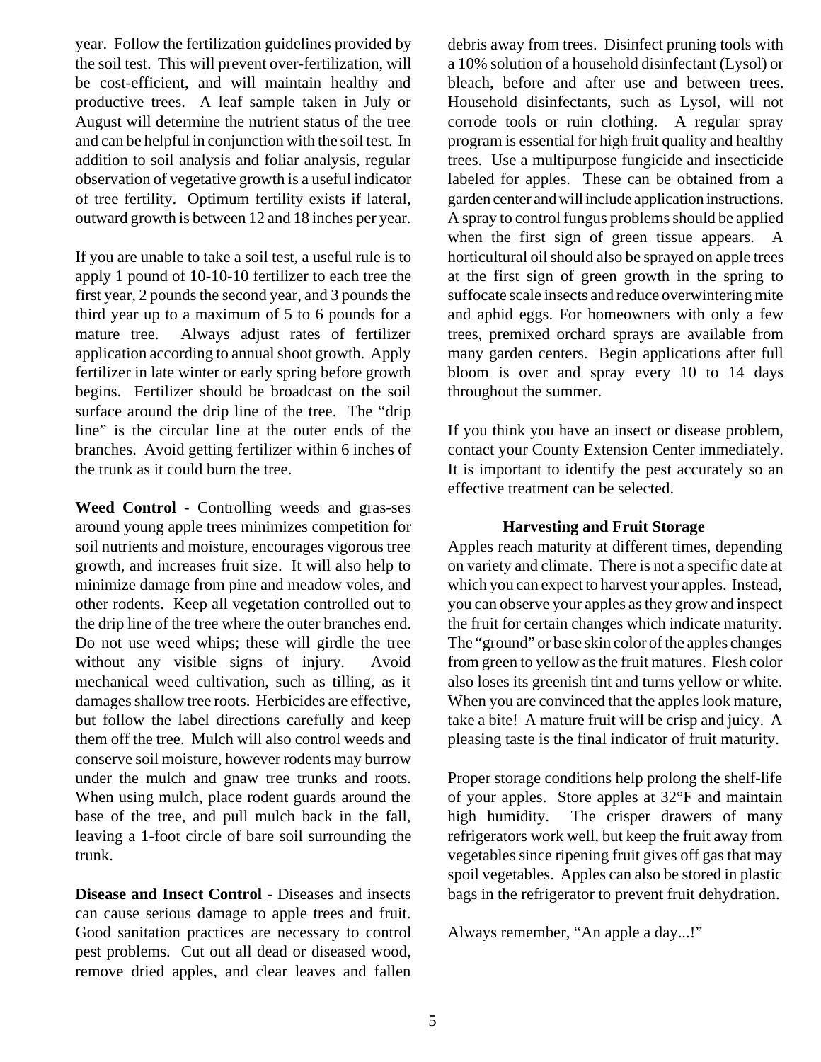year. Follow the fertilization guidelines provided by the soil test. This will prevent over-fertilization, will be cost-efficient, and will maintain healthy and productive trees. A leaf sample taken in July or August will determine the nutrient status of the tree and can be helpful in conjunction with the soil test. In addition to soil analysis and foliar analysis, regular observation of vegetative growth is a useful indicator of tree fertility. Optimum fertility exists if lateral, outward growth is between 12 and 18 inches per year.

If you are unable to take a soil test, a useful rule is to apply 1 pound of 10-10-10 fertilizer to each tree the first year, 2 pounds the second year, and 3 pounds the third year up to a maximum of 5 to 6 pounds for a mature tree. Always adjust rates of fertilizer application according to annual shoot growth. Apply fertilizer in late winter or early spring before growth begins. Fertilizer should be broadcast on the soil surface around the drip line of the tree. The "drip line" is the circular line at the outer ends of the branches. Avoid getting fertilizer within 6 inches of the trunk as it could burn the tree.

**Weed Control** - Controlling weeds and gras-ses around young apple trees minimizes competition for soil nutrients and moisture, encourages vigorous tree growth, and increases fruit size. It will also help to minimize damage from pine and meadow voles, and other rodents. Keep all vegetation controlled out to the drip line of the tree where the outer branches end. Do not use weed whips; these will girdle the tree without any visible signs of injury. Avoid mechanical weed cultivation, such as tilling, as it damages shallow tree roots. Herbicides are effective, but follow the label directions carefully and keep them off the tree. Mulch will also control weeds and conserve soil moisture, however rodents may burrow under the mulch and gnaw tree trunks and roots. When using mulch, place rodent guards around the base of the tree, and pull mulch back in the fall, leaving a 1-foot circle of bare soil surrounding the trunk.

**Disease and Insect Control** - Diseases and insects can cause serious damage to apple trees and fruit. Good sanitation practices are necessary to control pest problems. Cut out all dead or diseased wood, remove dried apples, and clear leaves and fallen debris away from trees. Disinfect pruning tools with a 10% solution of a household disinfectant (Lysol) or bleach, before and after use and between trees. Household disinfectants, such as Lysol, will not corrode tools or ruin clothing. A regular spray program is essential for high fruit quality and healthy trees. Use a multipurpose fungicide and insecticide labeled for apples. These can be obtained from a garden center and will include application instructions. A spray to control fungus problems should be applied when the first sign of green tissue appears. A horticultural oil should also be sprayed on apple trees at the first sign of green growth in the spring to suffocate scale insects and reduce overwintering mite and aphid eggs. For homeowners with only a few trees, premixed orchard sprays are available from many garden centers. Begin applications after full bloom is over and spray every 10 to 14 days throughout the summer.

If you think you have an insect or disease problem, contact your County Extension Center immediately. It is important to identify the pest accurately so an effective treatment can be selected.

## Harvesting and Fruit Storage

Apples reach maturity at different times, depending on variety and climate. There is not a specific date at which you can expect to harvest your apples. Instead, you can observe your apples as they grow and inspect the fruit for certain changes which indicate maturity. The "ground" or base skin color of the apples changes from green to yellow as the fruit matures. Flesh color also loses its greenish tint and turns yellow or white. When you are convinced that the apples look mature, take a bite! A mature fruit will be crisp and juicy. A pleasing taste is the final indicator of fruit maturity.

Proper storage conditions help prolong the shelf-life of your apples. Store apples at 32°F and maintain high humidity. The crisper drawers of many refrigerators work well, but keep the fruit away from vegetables since ripening fruit gives off gas that may spoil vegetables. Apples can also be stored in plastic bags in the refrigerator to prevent fruit dehydration.

Always remember, "An apple a day...!"